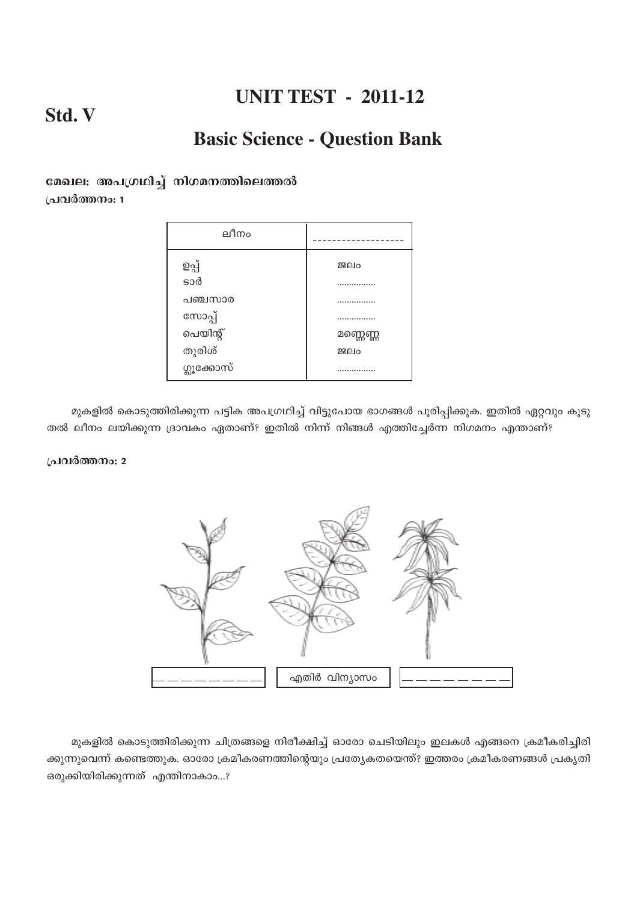# UNIT TEST - 2011-12

## Std. V

## Basic Science - Question Bank

**മേഖല: അപഗ്രഥിച്ച് നിഗമനത്തിലെത്തൽ**

**പ്രവർത്തനം: 1**

| ലീനം | ------------------- |
|---|---|
| ഉപ്പ് | ജലം |
| ടാർ | ................ |
| പഞ്ചസാര | ................ |
| സോപ്പ് | ................ |
| പെയിന്റ് | മണ്ണെണ്ണ |
| തുരിശ് | ജലം |
| ഗ്ലൂക്കോസ് | ................ |

മുകളിൽ കൊടുത്തിരിക്കുന്ന പട്ടിക അപഗ്രഥിച്ച് വിട്ടുപോയ ഭാഗങ്ങൾ പൂരിപ്പിക്കുക. ഇതിൽ ഏറ്റവും കൂടുതൽ ലീനം ലയിക്കുന്ന ദ്രാവകം ഏതാണ്? ഇതിൽ നിന്ന് നിങ്ങൾ എത്തിച്ചേർന്ന നിഗമനം എന്താണ്?

**പ്രവർത്തനം: 2**

| \_ \_ \_ \_ \_ \_ \_ \_ | എതിർ വിന്യാസം | \_ \_ \_ \_ \_ \_ \_ \_ |
|---|---|---|

മുകളിൽ കൊടുത്തിരിക്കുന്ന ചിത്രങ്ങളെ നിരീക്ഷിച്ച് ഓരോ ചെടിയിലും ഇലകൾ എങ്ങനെ ക്രമീകരിച്ചിരിക്കുന്നുവെന്ന് കണ്ടെത്തുക. ഓരോ ക്രമീകരണത്തിന്റെയും പ്രത്യേകതയെന്ത്? ഇത്തരം ക്രമീകരണങ്ങൾ പ്രകൃതി ഒരുക്കിയിരിക്കുന്നത് എന്തിനാകാം...?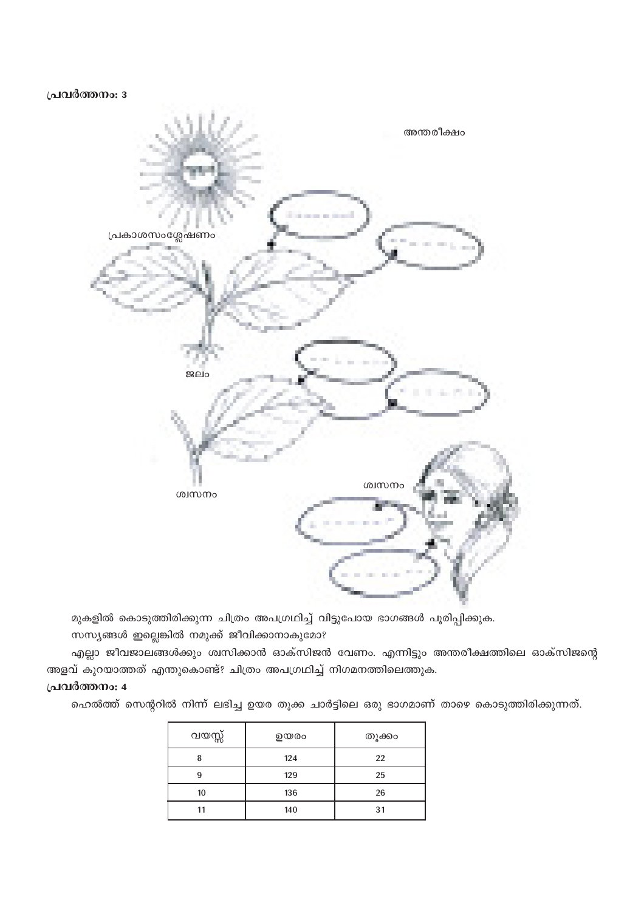**പ്രവർത്തനം: 3**

അന്തരീക്ഷം

പ്രകാശസംശ്ലേഷണം

ജലം

ശ്വസനം

ശ്വസനം

മുകളിൽ കൊടുത്തിരിക്കുന്ന ചിത്രം അപഗ്രഥിച്ച് വിട്ടുപോയ ഭാഗങ്ങൾ പൂരിപ്പിക്കുക.

സസ്യങ്ങൾ ഇല്ലെങ്കിൽ നമുക്ക് ജീവിക്കാനാകുമോ?

എല്ലാ ജീവജാലങ്ങൾക്കും ശ്വസിക്കാൻ ഓക്സിജൻ വേണം. എന്നിട്ടും അന്തരീക്ഷത്തിലെ ഓക്സിജന്റെ അളവ് കുറയാത്തത് എന്തുകൊണ്ട്? ചിത്രം അപഗ്രഥിച്ച് നിഗമനത്തിലെത്തുക.

**പ്രവർത്തനം: 4**

ഹെൽത്ത് സെന്ററിൽ നിന്ന് ലഭിച്ച ഉയര തൂക്ക ചാർട്ടിലെ ഒരു ഭാഗമാണ് താഴെ കൊടുത്തിരിക്കുന്നത്.

| വയസ്സ് | ഉയരം | തൂക്കം |
|---|---|---|
| 8 | 124 | 22 |
| 9 | 129 | 25 |
| 10 | 136 | 26 |
| 11 | 140 | 31 |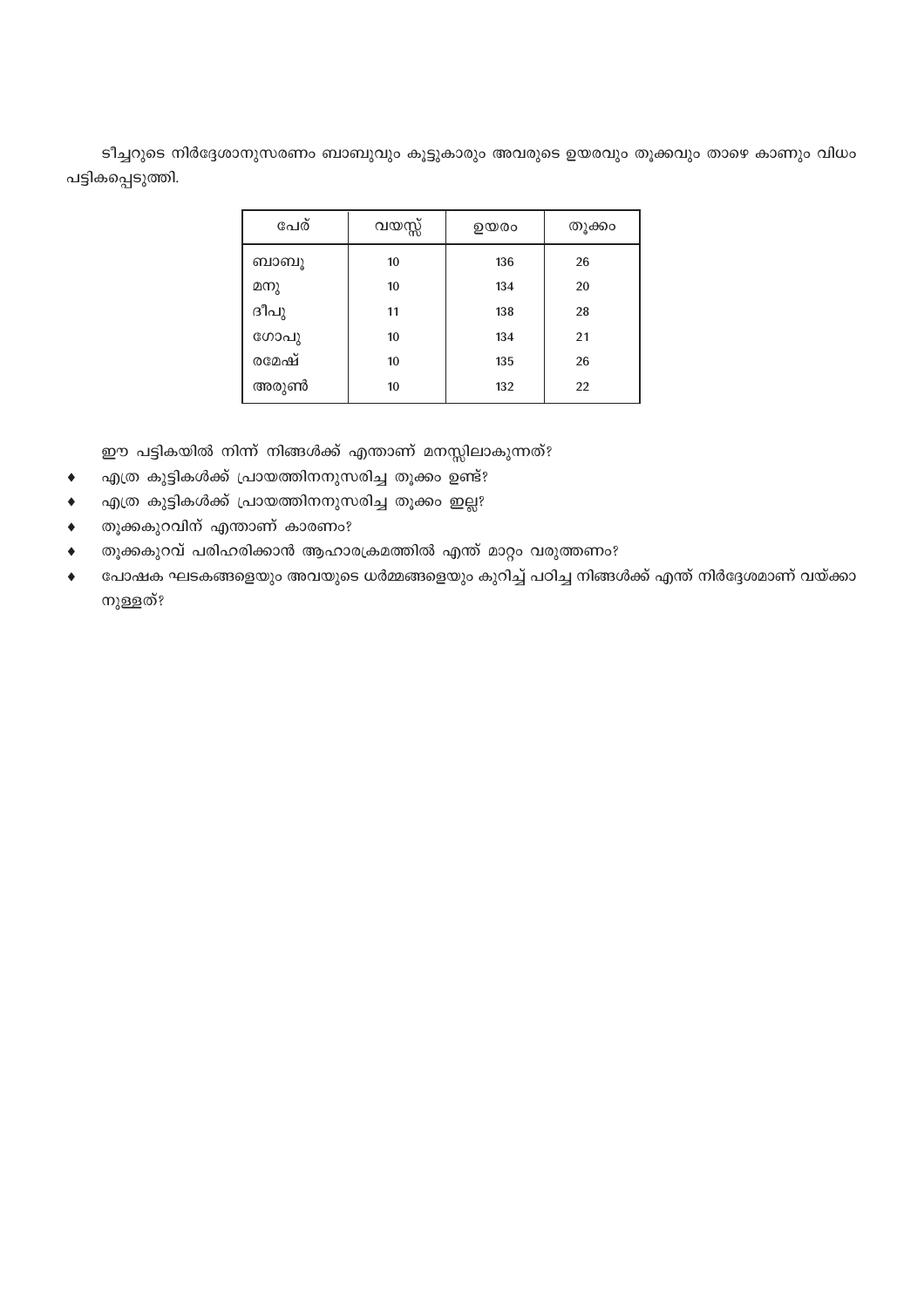ടീച്ചറുടെ നിർദ്ദേശാനുസരണം ബാബുവും കൂട്ടുകാരും അവരുടെ ഉയരവും തൂക്കവും താഴെ കാണും വിധം പട്ടികപ്പെടുത്തി.

| പേര് | വയസ്സ് | ഉയരം | തൂക്കം |
|---|---|---|---|
| ബാബു | 10 | 136 | 26 |
| മനു | 10 | 134 | 20 |
| ദീപു | 11 | 138 | 28 |
| ഗോപു | 10 | 134 | 21 |
| രമേഷ് | 10 | 135 | 26 |
| അരുൺ | 10 | 132 | 22 |

ഈ പട്ടികയിൽ നിന്ന് നിങ്ങൾക്ക് എന്താണ് മനസ്സിലാകുന്നത്?

- എത്ര കുട്ടികൾക്ക് പ്രായത്തിനനുസരിച്ച തൂക്കം ഉണ്ട്?
- എത്ര കുട്ടികൾക്ക് പ്രായത്തിനനുസരിച്ച തൂക്കം ഇല്ല?
- തൂക്കകുറവിന് എന്താണ് കാരണം?
- തൂക്കകുറവ് പരിഹരിക്കാൻ ആഹാരക്രമത്തിൽ എന്ത് മാറ്റം വരുത്തണം?
- പോഷക ഘടകങ്ങളെയും അവയുടെ ധർമ്മങ്ങളെയും കുറിച്ച് പഠിച്ച നിങ്ങൾക്ക് എന്ത് നിർദ്ദേശമാണ് വയ്ക്കാനുള്ളത്?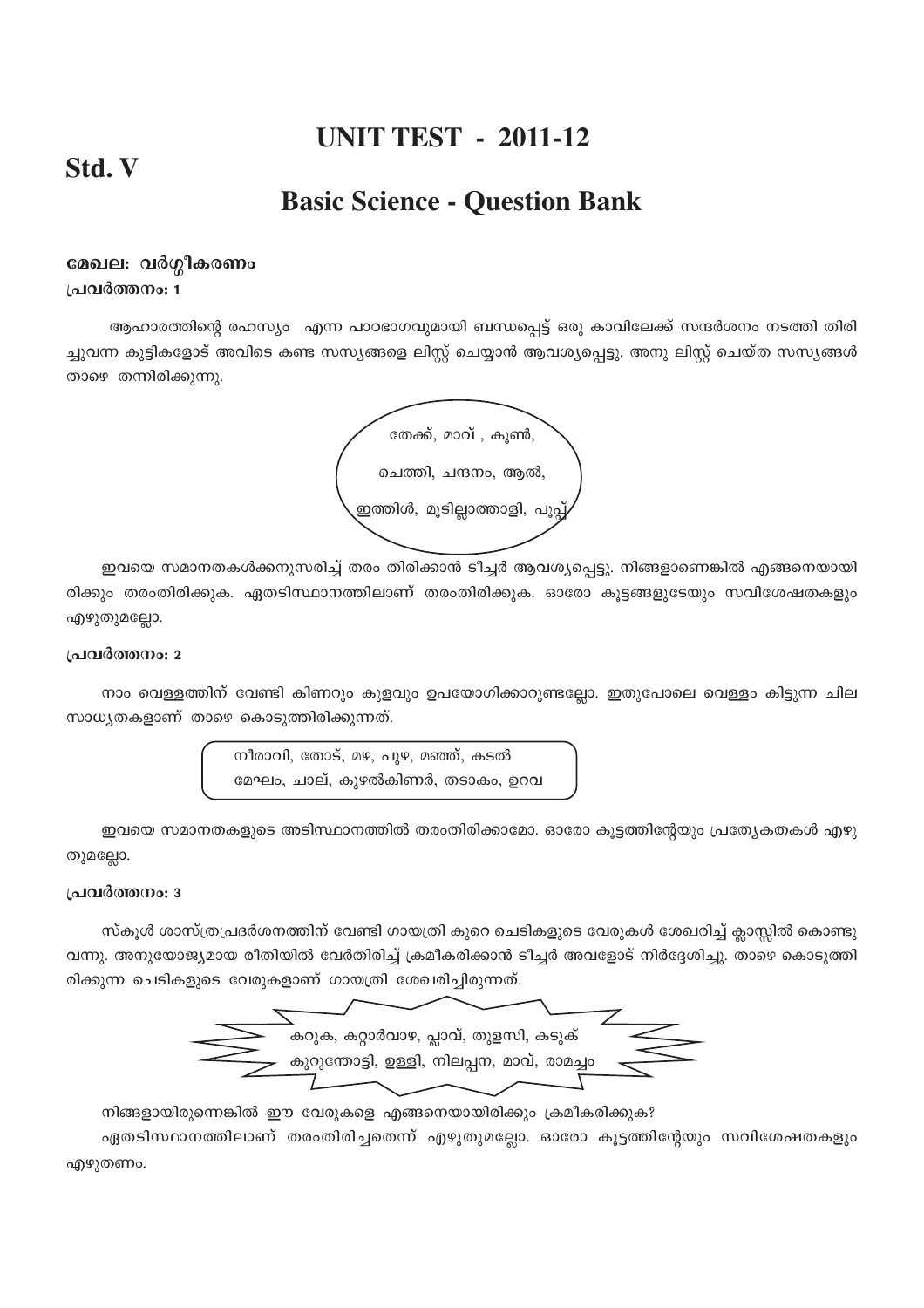# UNIT TEST - 2011-12

## Std. V

## Basic Science - Question Bank

### മേഖല: വർഗ്ഗീകരണം

#### പ്രവർത്തനം: 1

ആഹാരത്തിന്റെ രഹസ്യം എന്ന പാഠഭാഗവുമായി ബന്ധപ്പെട്ട് ഒരു കാവിലേക്ക് സന്ദർശനം നടത്തി തിരിച്ചുവന്ന കുട്ടികളോട് അവിടെ കണ്ട സസ്യങ്ങളെ ലിസ്റ്റ് ചെയ്യാൻ ആവശ്യപ്പെട്ടു. അനു ലിസ്റ്റ് ചെയ്ത സസ്യങ്ങൾ താഴെ തന്നിരിക്കുന്നു.

തേക്ക്, മാവ് , കൂൺ,
ചെത്തി, ചന്ദനം, ആൽ,
ഇത്തിൾ, മൂടില്ലാത്താളി, പൂപ്പ്

ഇവയെ സമാനതകൾക്കനുസരിച്ച് തരം തിരിക്കാൻ ടീച്ചർ ആവശ്യപ്പെട്ടു. നിങ്ങളാണെങ്കിൽ എങ്ങനെയായിരിക്കും തരംതിരിക്കുക. ഏതടിസ്ഥാനത്തിലാണ് തരംതിരിക്കുക. ഓരോ കൂട്ടങ്ങളുടേയും സവിശേഷതകളും എഴുതുമല്ലോ.

#### പ്രവർത്തനം: 2

നാം വെള്ളത്തിന് വേണ്ടി കിണറും കുളവും ഉപയോഗിക്കാറുണ്ടല്ലോ. ഇതുപോലെ വെള്ളം കിട്ടുന്ന ചില സാധ്യതകളാണ് താഴെ കൊടുത്തിരിക്കുന്നത്.

നീരാവി, തോട്, മഴ, പുഴ, മഞ്ഞ്, കടൽ
മേഘം, ചാല്, കുഴൽകിണർ, തടാകം, ഉറവ

ഇവയെ സമാനതകളുടെ അടിസ്ഥാനത്തിൽ തരംതിരിക്കാമോ. ഓരോ കൂട്ടത്തിന്റേയും പ്രത്യേകതകൾ എഴുതുമല്ലോ.

#### പ്രവർത്തനം: 3

സ്കൂൾ ശാസ്ത്രപ്രദർശനത്തിന് വേണ്ടി ഗായത്രി കുറെ ചെടികളുടെ വേരുകൾ ശേഖരിച്ച് ക്ലാസ്സിൽ കൊണ്ടുവന്നു. അനുയോജ്യമായ രീതിയിൽ വേർതിരിച്ച് ക്രമീകരിക്കാൻ ടീച്ചർ അവളോട് നിർദ്ദേശിച്ചു. താഴെ കൊടുത്തിരിക്കുന്ന ചെടികളുടെ വേരുകളാണ് ഗായത്രി ശേഖരിച്ചിരുന്നത്.

കറുക, കറ്റാർവാഴ, പ്ലാവ്, തുളസി, കടുക്
കുറുന്തോട്ടി, ഉള്ളി, നിലപ്പന, മാവ്, രാമച്ചം

നിങ്ങളായിരുന്നെങ്കിൽ ഈ വേരുകളെ എങ്ങനെയായിരിക്കും ക്രമീകരിക്കുക?

ഏതടിസ്ഥാനത്തിലാണ് തരംതിരിച്ചതെന്ന് എഴുതുമല്ലോ. ഓരോ കൂട്ടത്തിന്റേയും സവിശേഷതകളും എഴുതണം.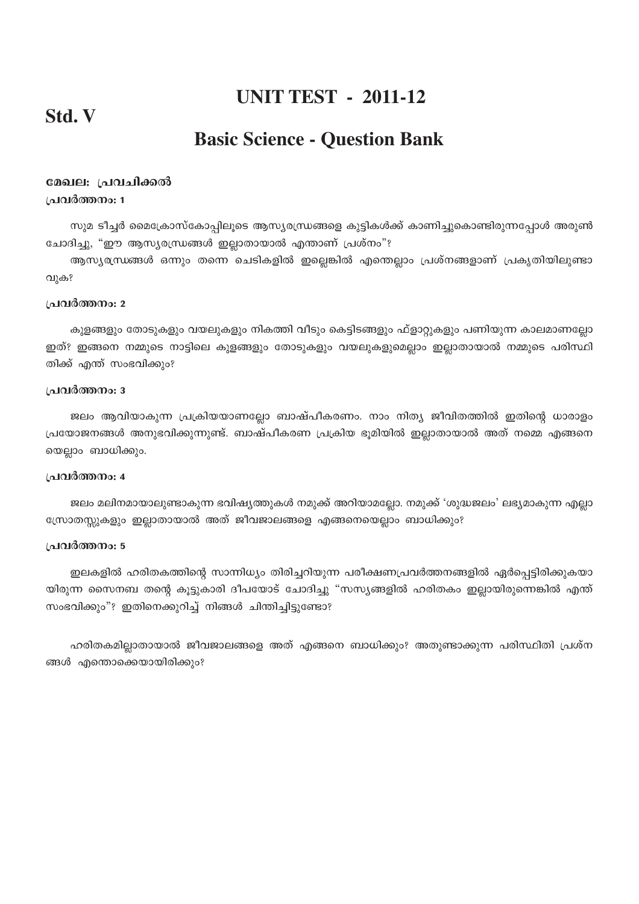# UNIT TEST - 2011-12

## Std. V

## Basic Science - Question Bank

### മേഖല: പ്രവചിക്കൽ

#### പ്രവർത്തനം: 1

സുമ ടീച്ചർ മൈക്രോസ്കോപ്പിലൂടെ ആസ്യരന്ധ്രങ്ങളെ കുട്ടികൾക്ക് കാണിച്ചുകൊണ്ടിരുന്നപ്പോൾ അരുൺ ചോദിച്ചു, "ഈ ആസ്യരന്ധ്രങ്ങൾ ഇല്ലാതായാൽ എന്താണ് പ്രശ്നം"?

ആസ്യരന്ധ്രങ്ങൾ ഒന്നും തന്നെ ചെടികളിൽ ഇല്ലെങ്കിൽ എന്തെല്ലാം പ്രശ്നങ്ങളാണ് പ്രകൃതിയിലുണ്ടാവുക?

#### പ്രവർത്തനം: 2

കുളങ്ങളും തോടുകളും വയലുകളും നികത്തി വീടും കെട്ടിടങ്ങളും ഫ്ളാറ്റുകളും പണിയുന്ന കാലമാണല്ലോ ഇത്? ഇങ്ങനെ നമ്മുടെ നാട്ടിലെ കുളങ്ങളും തോടുകളും വയലുകളുമെല്ലാം ഇല്ലാതായാൽ നമ്മുടെ പരിസ്ഥിതിക്ക് എന്ത് സംഭവിക്കും?

#### പ്രവർത്തനം: 3

ജലം ആവിയാകുന്ന പ്രക്രിയയാണല്ലോ ബാഷ്പീകരണം. നാം നിത്യ ജീവിതത്തിൽ ഇതിന്റെ ധാരാളം പ്രയോജനങ്ങൾ അനുഭവിക്കുന്നുണ്ട്. ബാഷ്പീകരണ പ്രക്രിയ ഭൂമിയിൽ ഇല്ലാതായാൽ അത് നമ്മെ എങ്ങനെയെല്ലാം ബാധിക്കും.

#### പ്രവർത്തനം: 4

ജലം മലിനമായാലുണ്ടാകുന്ന ഭവിഷ്യത്തുകൾ നമുക്ക് അറിയാമല്ലോ. നമുക്ക് 'ശുദ്ധജലം' ലഭ്യമാകുന്ന എല്ലാ സ്രോതസ്സുകളും ഇല്ലാതായാൽ അത് ജീവജാലങ്ങളെ എങ്ങനെയെല്ലാം ബാധിക്കും?

#### പ്രവർത്തനം: 5

ഇലകളിൽ ഹരിതകത്തിന്റെ സാന്നിധ്യം തിരിച്ചറിയുന്ന പരീക്ഷണപ്രവർത്തനങ്ങളിൽ ഏർപ്പെട്ടിരിക്കുകയായിരുന്ന സൈനബ തന്റെ കൂട്ടുകാരി ദീപയോട് ചോദിച്ചു "സസ്യങ്ങളിൽ ഹരിതകം ഇല്ലായിരുന്നെങ്കിൽ എന്ത് സംഭവിക്കും"? ഇതിനെക്കുറിച്ച് നിങ്ങൾ ചിന്തിച്ചിട്ടുണ്ടോ?

ഹരിതകമില്ലാതായാൽ ജീവജാലങ്ങളെ അത് എങ്ങനെ ബാധിക്കും? അതുണ്ടാക്കുന്ന പരിസ്ഥിതി പ്രശ്നങ്ങൾ എന്തൊക്കെയായിരിക്കും?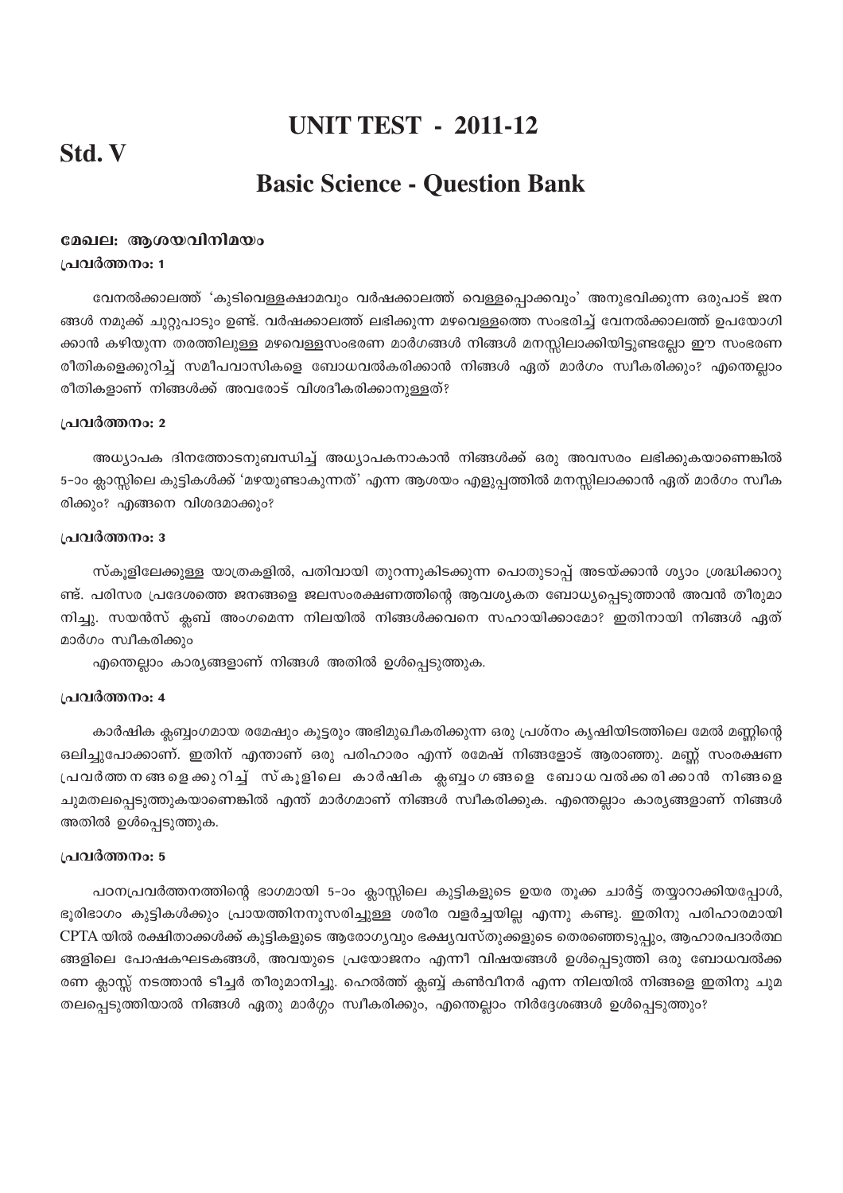# UNIT TEST - 2011-12

## Std. V

## Basic Science - Question Bank

### മേഖല: ആശയവിനിമയം

#### പ്രവർത്തനം: 1

വേനൽക്കാലത്ത് 'കുടിവെള്ളക്ഷാമവും വർഷക്കാലത്ത് വെള്ളപ്പൊക്കവും' അനുഭവിക്കുന്ന ഒരുപാട് ജനങ്ങൾ നമുക്ക് ചുറ്റുപാടും ഉണ്ട്. വർഷക്കാലത്ത് ലഭിക്കുന്ന മഴവെള്ളത്തെ സംഭരിച്ച് വേനൽക്കാലത്ത് ഉപയോഗിക്കാൻ കഴിയുന്ന തരത്തിലുള്ള മഴവെള്ളസംഭരണ മാർഗങ്ങൾ നിങ്ങൾ മനസ്സിലാക്കിയിട്ടുണ്ടല്ലോ ഈ സംഭരണ രീതികളെക്കുറിച്ച് സമീപവാസികളെ ബോധവൽകരിക്കാൻ നിങ്ങൾ ഏത് മാർഗം സ്വീകരിക്കും? എന്തെല്ലാം രീതികളാണ് നിങ്ങൾക്ക് അവരോട് വിശദീകരിക്കാനുള്ളത്?

#### പ്രവർത്തനം: 2

അധ്യാപക ദിനത്തോടനുബന്ധിച്ച് അധ്യാപകനാകാൻ നിങ്ങൾക്ക് ഒരു അവസരം ലഭിക്കുകയാണെങ്കിൽ 5-ാം ക്ലാസ്സിലെ കുട്ടികൾക്ക് 'മഴയുണ്ടാകുന്നത്' എന്ന ആശയം എളുപ്പത്തിൽ മനസ്സിലാക്കാൻ ഏത് മാർഗം സ്വീകരിക്കും? എങ്ങനെ വിശദമാക്കും?

#### പ്രവർത്തനം: 3

സ്കൂളിലേക്കുള്ള യാത്രകളിൽ, പതിവായി തുറന്നുകിടക്കുന്ന പൊതുടാപ്പ് അടയ്ക്കാൻ ശ്യാം ശ്രദ്ധിക്കാറുണ്ട്. പരിസര പ്രദേശത്തെ ജനങ്ങളെ ജലസംരക്ഷണത്തിന്റെ ആവശ്യകത ബോധ്യപ്പെടുത്താൻ അവൻ തീരുമാനിച്ചു. സയൻസ് ക്ലബ് അംഗമെന്ന നിലയിൽ നിങ്ങൾക്കവനെ സഹായിക്കാമോ? ഇതിനായി നിങ്ങൾ ഏത് മാർഗം സ്വീകരിക്കും

എന്തെല്ലാം കാര്യങ്ങളാണ് നിങ്ങൾ അതിൽ ഉൾപ്പെടുത്തുക.

#### പ്രവർത്തനം: 4

കാർഷിക ക്ലബ്ബംഗമായ രമേഷും കൂട്ടരും അഭിമുഖീകരിക്കുന്ന ഒരു പ്രശ്നം കൃഷിയിടത്തിലെ മേൽ മണ്ണിന്റെ ഒലിച്ചുപോക്കാണ്. ഇതിന് എന്താണ് ഒരു പരിഹാരം എന്ന് രമേഷ് നിങ്ങളോട് ആരാഞ്ഞു. മണ്ണ് സംരക്ഷണ പ്രവർത്തനങ്ങളെക്കുറിച്ച് സ്കൂളിലെ കാർഷിക ക്ലബ്ബംഗങ്ങളെ ബോധവൽക്കരിക്കാൻ നിങ്ങളെ ചുമതലപ്പെടുത്തുകയാണെങ്കിൽ എന്ത് മാർഗമാണ് നിങ്ങൾ സ്വീകരിക്കുക. എന്തെല്ലാം കാര്യങ്ങളാണ് നിങ്ങൾ അതിൽ ഉൾപ്പെടുത്തുക.

#### പ്രവർത്തനം: 5

പഠനപ്രവർത്തനത്തിന്റെ ഭാഗമായി 5-ാം ക്ലാസ്സിലെ കുട്ടികളുടെ ഉയര തൂക്ക ചാർട്ട് തയ്യാറാക്കിയപ്പോൾ, ഭൂരിഭാഗം കുട്ടികൾക്കും പ്രായത്തിനനുസരിച്ചുള്ള ശരീര വളർച്ചയില്ല എന്നു കണ്ടു. ഇതിനു പരിഹാരമായി CPTA യിൽ രക്ഷിതാക്കൾക്ക് കുട്ടികളുടെ ആരോഗ്യവും ഭക്ഷ്യവസ്തുക്കളുടെ തെരഞ്ഞെടുപ്പും, ആഹാരപദാർത്ഥങ്ങളിലെ പോഷകഘടകങ്ങൾ, അവയുടെ പ്രയോജനം എന്നീ വിഷയങ്ങൾ ഉൾപ്പെടുത്തി ഒരു ബോധവൽക്കരണ ക്ലാസ്സ് നടത്താൻ ടീച്ചർ തീരുമാനിച്ചു. ഹെൽത്ത് ക്ലബ്ബ് കൺവീനർ എന്ന നിലയിൽ നിങ്ങളെ ഇതിനു ചുമതലപ്പെടുത്തിയാൽ നിങ്ങൾ ഏതു മാർഗ്ഗം സ്വീകരിക്കും, എന്തെല്ലാം നിർദ്ദേശങ്ങൾ ഉൾപ്പെടുത്തും?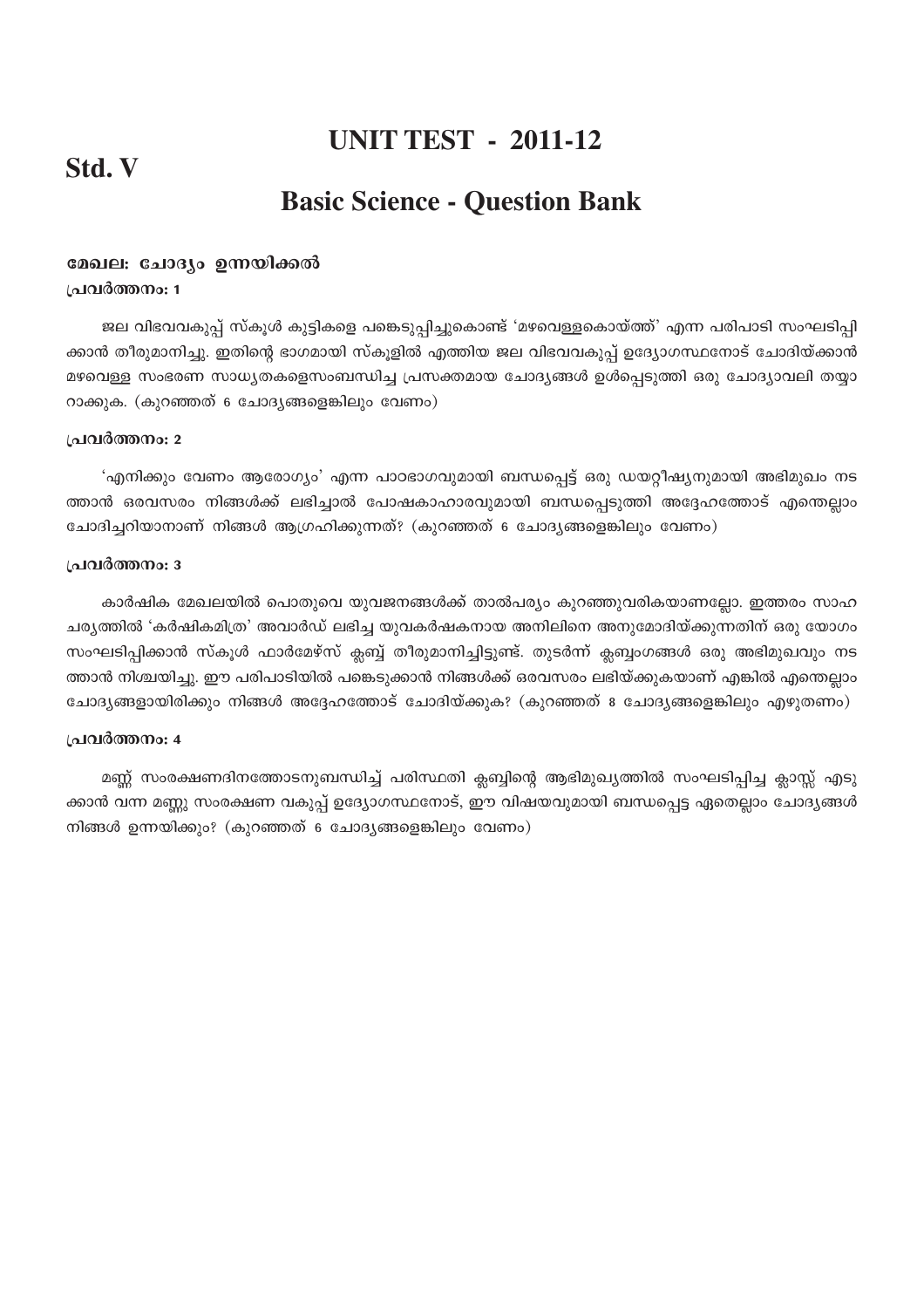# UNIT TEST - 2011-12

**Std. V**

## Basic Science - Question Bank

### മേഖല: ചോദ്യം ഉന്നയിക്കൽ

**പ്രവർത്തനം: 1**

ജല വിഭവവകുപ്പ് സ്കൂൾ കുട്ടികളെ പങ്കെടുപ്പിച്ചുകൊണ്ട് 'മഴവെള്ളകൊയ്ത്ത്' എന്ന പരിപാടി സംഘടിപ്പിക്കാൻ തീരുമാനിച്ചു. ഇതിന്റെ ഭാഗമായി സ്കൂളിൽ എത്തിയ ജല വിഭവവകുപ്പ് ഉദ്യോഗസ്ഥനോട് ചോദിയ്ക്കാൻ മഴവെള്ള സംഭരണ സാധ്യതകളെസംബന്ധിച്ച പ്രസക്തമായ ചോദ്യങ്ങൾ ഉൾപ്പെടുത്തി ഒരു ചോദ്യാവലി തയ്യാറാക്കുക. (കുറഞ്ഞത് 6 ചോദ്യങ്ങളെങ്കിലും വേണം)

**പ്രവർത്തനം: 2**

'എനിക്കും വേണം ആരോഗ്യം' എന്ന പാഠഭാഗവുമായി ബന്ധപ്പെട്ട് ഒരു ഡയറ്റീഷ്യനുമായി അഭിമുഖം നടത്താൻ ഒരവസരം നിങ്ങൾക്ക് ലഭിച്ചാൽ പോഷകാഹാരവുമായി ബന്ധപ്പെടുത്തി അദ്ദേഹത്തോട് എന്തെല്ലാം ചോദിച്ചറിയാനാണ് നിങ്ങൾ ആഗ്രഹിക്കുന്നത്? (കുറഞ്ഞത് 6 ചോദ്യങ്ങളെങ്കിലും വേണം)

**പ്രവർത്തനം: 3**

കാർഷിക മേഖലയിൽ പൊതുവെ യുവജനങ്ങൾക്ക് താൽപര്യം കുറഞ്ഞുവരികയാണല്ലോ. ഇത്തരം സാഹചര്യത്തിൽ 'കർഷികമിത്ര' അവാർഡ് ലഭിച്ച യുവകർഷകനായ അനിലിനെ അനുമോദിയ്ക്കുന്നതിന് ഒരു യോഗം സംഘടിപ്പിക്കാൻ സ്കൂൾ ഫാർമേഴ്സ് ക്ലബ്ബ് തീരുമാനിച്ചിട്ടുണ്ട്. തുടർന്ന് ക്ലബ്ബംഗങ്ങൾ ഒരു അഭിമുഖവും നടത്താൻ നിശ്ചയിച്ചു. ഈ പരിപാടിയിൽ പങ്കെടുക്കാൻ നിങ്ങൾക്ക് ഒരവസരം ലഭിയ്ക്കുകയാണ് എങ്കിൽ എന്തെല്ലാം ചോദ്യങ്ങളായിരിക്കും നിങ്ങൾ അദ്ദേഹത്തോട് ചോദിയ്ക്കുക? (കുറഞ്ഞത് 8 ചോദ്യങ്ങളെങ്കിലും എഴുതണം)

**പ്രവർത്തനം: 4**

മണ്ണ് സംരക്ഷണദിനത്തോടനുബന്ധിച്ച് പരിസ്ഥതി ക്ലബ്ബിന്റെ ആഭിമുഖ്യത്തിൽ സംഘടിപ്പിച്ച ക്ലാസ്സ് എടുക്കാൻ വന്ന മണ്ണു സംരക്ഷണ വകുപ്പ് ഉദ്യോഗസ്ഥനോട്, ഈ വിഷയവുമായി ബന്ധപ്പെട്ട ഏതെല്ലാം ചോദ്യങ്ങൾ നിങ്ങൾ ഉന്നയിക്കും? (കുറഞ്ഞത് 6 ചോദ്യങ്ങളെങ്കിലും വേണം)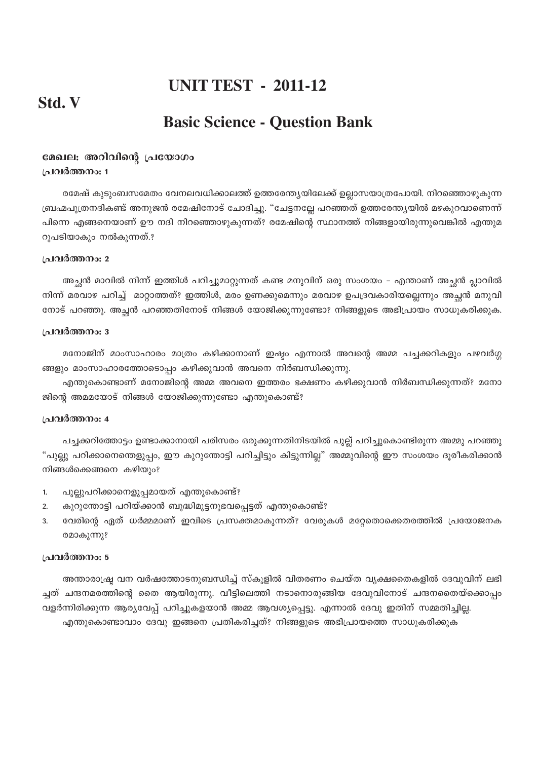# UNIT TEST - 2011-12

## Std. V

## Basic Science - Question Bank

### മേഖല: അറിവിന്റെ പ്രയോഗം

**പ്രവർത്തനം: 1**

രമേഷ് കുടുംബസമേതം വേനലവധിക്കാലത്ത് ഉത്തരേന്ത്യയിലേക്ക് ഉല്ലാസയാത്രപോയി. നിറഞ്ഞൊഴുകുന്ന ബ്രഹ്മപുത്രനദികണ്ട് അനുജൻ രമേഷിനോട് ചോദിച്ചു. "ചേട്ടനല്ലേ പറഞ്ഞത് ഉത്തരേന്ത്യയിൽ മഴകുറവാണെന്ന് പിന്നെ എങ്ങനെയാണ് ഈ നദി നിറഞ്ഞൊഴുകുന്നത്? രമേഷിന്റെ സ്ഥാനത്ത് നിങ്ങളായിരുന്നുവെങ്കിൽ എന്തുമ റുപടിയാകും നൽകുന്നത്.?

**പ്രവർത്തനം: 2**

അച്ഛൻ മാവിൽ നിന്ന് ഇത്തിൾ പറിച്ചുമാറ്റുന്നത് കണ്ട മനുവിന് ഒരു സംശയം – എന്താണ് അച്ഛൻ പ്ലാവിൽ നിന്ന് മരവാഴ പറിച്ച് മാറ്റാത്തത്? ഇത്തിൾ, മരം ഉണക്കുമെന്നും മരവാഴ ഉപദ്രവകാരിയല്ലെന്നും അച്ഛൻ മനുവി നോട് പറഞ്ഞു. അച്ഛൻ പറഞ്ഞതിനോട് നിങ്ങൾ യോജിക്കുന്നുണ്ടോ? നിങ്ങളുടെ അഭിപ്രായം സാധൂകരിക്കുക.

**പ്രവർത്തനം: 3**

മനോജിന് മാംസാഹാരം മാത്രം കഴിക്കാനാണ് ഇഷ്ടം എന്നാൽ അവന്റെ അമ്മ പച്ചക്കറികളും പഴവർഗ്ഗങ്ങളും മാംസാഹാരത്തോടൊപ്പം കഴിക്കുവാൻ അവനെ നിർബന്ധിക്കുന്നു.

എന്തുകൊണ്ടാണ് മനോജിന്റെ അമ്മ അവനെ ഇത്തരം ഭക്ഷണം കഴിക്കുവാൻ നിർബന്ധിക്കുന്നത്? മനോജിന്റെ അമമയോട് നിങ്ങൾ യോജിക്കുന്നുണ്ടോ എന്തുകൊണ്ട്?

**പ്രവർത്തനം: 4**

പച്ചക്കറിത്തോട്ടം ഉണ്ടാക്കാനായി പരിസരം ഒരുക്കുന്നതിനിടയിൽ പുല്ല് പറിച്ചുകൊണ്ടിരുന്ന അമ്മു പറഞ്ഞു "പുല്ലു പറിക്കാനെന്തെളുപ്പം, ഈ കുറുന്തോട്ടി പറിച്ചിട്ടും കിട്ടുന്നില്ല" അമ്മുവിന്റെ ഈ സംശയം ദൂരീകരിക്കാൻ നിങ്ങൾക്കെങ്ങനെ കഴിയും?

1. പുല്ലുപറിക്കാനെളുപ്പമായത് എന്തുകൊണ്ട്?
2. കുറുന്തോട്ടി പറിയ്ക്കാൻ ബുദ്ധിമുട്ടനുഭവപ്പെട്ടത് എന്തുകൊണ്ട്?
3. വേരിന്റെ ഏത് ധർമ്മമാണ് ഇവിടെ പ്രസക്തമാകുന്നത്? വേരുകൾ മറ്റേതൊക്കെതരത്തിൽ പ്രയോജനകരമാകുന്നു?

**പ്രവർത്തനം: 5**

അന്താരാഷ്ട്ര വന വർഷത്തോടനുബന്ധിച്ച് സ്കൂളിൽ വിതരണം ചെയ്ത വൃക്ഷതൈകളിൽ ദേവുവിന് ലഭിച്ചത് ചന്ദനമരത്തിന്റെ തൈ ആയിരുന്നു. വീട്ടിലെത്തി നടാനൊരുങ്ങിയ ദേവുവിനോട് ചന്ദനതൈയ്ക്കൊപ്പം വളർന്നിരിക്കുന്ന ആര്യവേപ്പ് പറിച്ചുകളയാൻ അമ്മ ആവശ്യപ്പെട്ടു. എന്നാൽ ദേവു ഇതിന് സമ്മതിച്ചില്ല.

എന്തുകൊണ്ടാവാം ദേവു ഇങ്ങനെ പ്രതികരിച്ചത്? നിങ്ങളുടെ അഭിപ്രായത്തെ സാധൂകരിക്കുക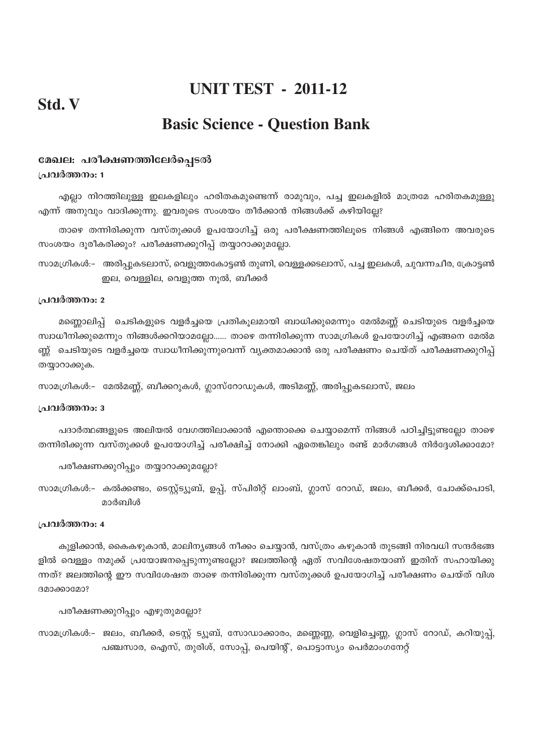# UNIT TEST - 2011-12

# Std. V

## Basic Science - Question Bank

### മേഖല: പരീക്ഷണത്തിലേർപ്പെടൽ

**പ്രവർത്തനം: 1**

എല്ലാ നിറത്തിലുള്ള ഇലകളിലും ഹരിതകമുണ്ടെന്ന് രാമുവും, പച്ച ഇലകളിൽ മാത്രമേ ഹരിതകമുള്ളു എന്ന് അനുവും വാദിക്കുന്നു. ഇവരുടെ സംശയം തീർക്കാൻ നിങ്ങൾക്ക് കഴിയില്ലേ?

താഴെ തന്നിരിക്കുന്ന വസ്തുക്കൾ ഉപയോഗിച്ച് ഒരു പരീക്ഷണത്തിലൂടെ നിങ്ങൾ എങ്ങിനെ അവരുടെ സംശയം ദൂരീകരിക്കും? പരീക്ഷണക്കുറിപ്പ് തയ്യാറാക്കുമല്ലോ.

സാമഗ്രികൾ:- അരിപ്പുകടലാസ്, വെളുത്തകോട്ടൺ തുണി, വെള്ളക്കടലാസ്, പച്ച ഇലകൾ, ചുവന്നചീര, ക്രോട്ടൺ ഇല, വെള്ളില, വെളുത്ത നൂൽ, ബീക്കർ

**പ്രവർത്തനം: 2**

മണ്ണൊലിപ്പ് ചെടികളുടെ വളർച്ചയെ പ്രതികൂലമായി ബാധിക്കുമെന്നും മേൽമണ്ണ് ചെടിയുടെ വളർച്ചയെ സ്വാധീനിക്കുമെന്നും നിങ്ങൾക്കറിയാമല്ലോ...... താഴെ തന്നിരിക്കുന്ന സാമഗ്രികൾ ഉപയോഗിച്ച് എങ്ങനെ മേൽമണ്ണ് ചെടിയുടെ വളർച്ചയെ സ്വാധീനിക്കുന്നുവെന്ന് വ്യക്തമാക്കാൻ ഒരു പരീക്ഷണം ചെയ്ത് പരീക്ഷണക്കുറിപ്പ് തയ്യാറാക്കുക.

സാമഗ്രികൾ:- മേൽമണ്ണ്, ബീക്കറുകൾ, ഗ്ലാസ്റോഡുകൾ, അടിമണ്ണ്, അരിപ്പുകടലാസ്, ജലം

**പ്രവർത്തനം: 3**

പദാർത്ഥങ്ങളുടെ അലിയൽ വേഗത്തിലാക്കാൻ എന്തൊക്കെ ചെയ്യാമെന്ന് നിങ്ങൾ പഠിച്ചിട്ടുണ്ടല്ലോ താഴെ തന്നിരിക്കുന്ന വസ്തുക്കൾ ഉപയോഗിച്ച് പരീക്ഷിച്ച് നോക്കി ഏതെങ്കിലും രണ്ട് മാർഗങ്ങൾ നിർദ്ദേശിക്കാമോ?

പരീക്ഷണക്കുറിപ്പും തയ്യാറാക്കുമല്ലോ?

സാമഗ്രികൾ:- കൽക്കണ്ടം, ടെസ്റ്റ്ട്യൂബ്, ഉപ്പ്, സ്പിരിറ്റ് ലാംബ്, ഗ്ലാസ് റോഡ്, ജലം, ബീക്കർ, ചോക്ക്പൊടി, മാർബിൾ

**പ്രവർത്തനം: 4**

കുളിക്കാൻ, കൈകഴുകാൻ, മാലിന്യങ്ങൾ നീക്കം ചെയ്യാൻ, വസ്ത്രം കഴുകാൻ തുടങ്ങി നിരവധി സന്ദർഭങ്ങളിൽ വെള്ളം നമുക്ക് പ്രയോജനപ്പെടുന്നുണ്ടല്ലോ? ജലത്തിന്റെ ഏത് സവിശേഷതയാണ് ഇതിന് സഹായിക്കുന്നത്? ജലത്തിന്റെ ഈ സവിശേഷത താഴെ തന്നിരിക്കുന്ന വസ്തുക്കൾ ഉപയോഗിച്ച് പരീക്ഷണം ചെയ്ത് വിശദമാക്കാമോ?

പരീക്ഷണക്കുറിപ്പും എഴുതുമല്ലോ?

സാമഗ്രികൾ:- ജലം, ബീക്കർ, ടെസ്റ്റ് ട്യൂബ്, സോഡാക്കാരം, മണ്ണെണ്ണ, വെളിച്ചെണ്ണ, ഗ്ലാസ് റോഡ്, കറിയുപ്പ്, പഞ്ചസാര, ഐസ്, തുരിശ്, സോപ്പ്, പെയിന്റ്, പൊട്ടാസ്യം പെർമാംഗനേറ്റ്